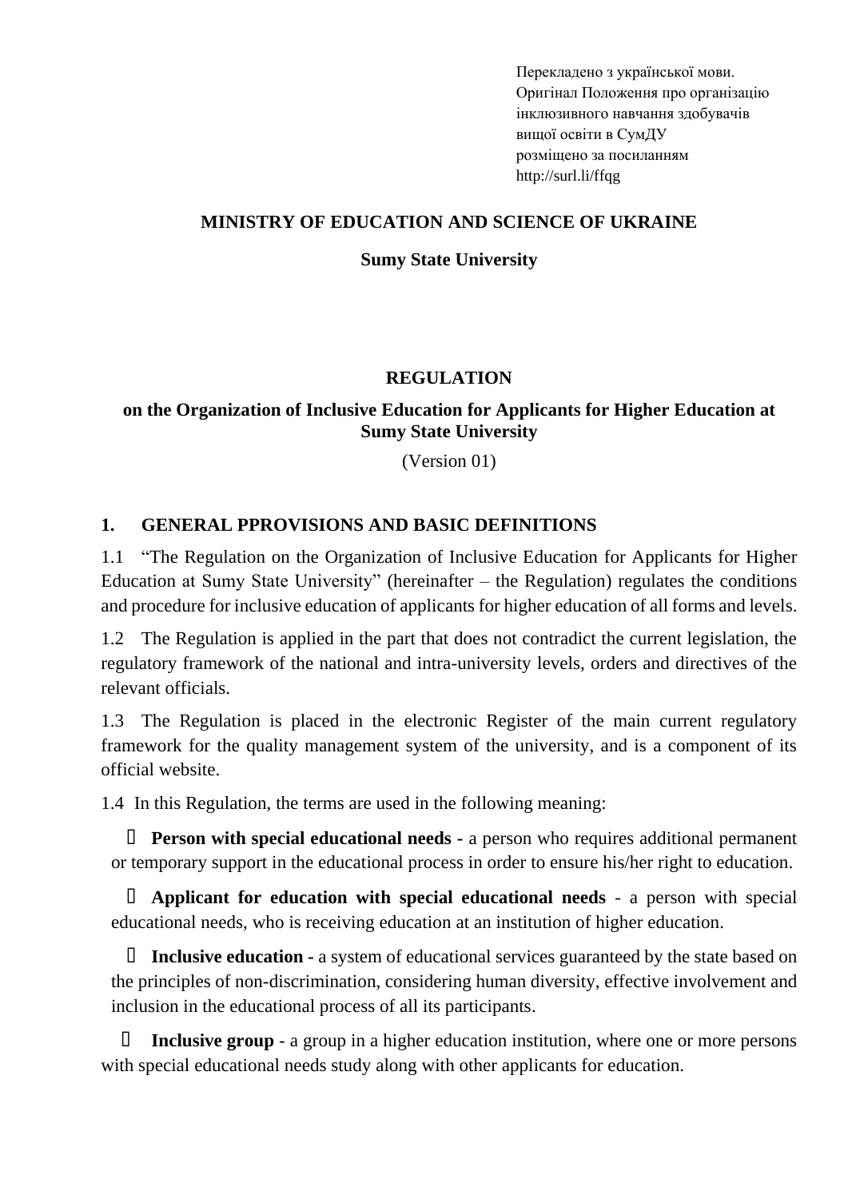Перекладено з української мови.
Оригінал Положення про організацію інклюзивного навчання здобувачів вищої освіти в СумДУ розміщено за посиланням http://surl.li/ffqg

**MINISTRY OF EDUCATION AND SCIENCE OF UKRAINE**

**Sumy State University**

# REGULATION

## on the Organization of Inclusive Education for Applicants for Higher Education at Sumy State University

(Version 01)

## 1. GENERAL PPROVISIONS AND BASIC DEFINITIONS

1.1 "The Regulation on the Organization of Inclusive Education for Applicants for Higher Education at Sumy State University" (hereinafter – the Regulation) regulates the conditions and procedure for inclusive education of applicants for higher education of all forms and levels.

1.2 The Regulation is applied in the part that does not contradict the current legislation, the regulatory framework of the national and intra-university levels, orders and directives of the relevant officials.

1.3 The Regulation is placed in the electronic Register of the main current regulatory framework for the quality management system of the university, and is a component of its official website.

1.4 In this Regulation, the terms are used in the following meaning:

- **Person with special educational needs -** a person who requires additional permanent or temporary support in the educational process in order to ensure his/her right to education.
- **Applicant for education with special educational needs** - a person with special educational needs, who is receiving education at an institution of higher education.
- **Inclusive education -** a system of educational services guaranteed by the state based on the principles of non-discrimination, considering human diversity, effective involvement and inclusion in the educational process of all its participants.
- **Inclusive group** - a group in a higher education institution, where one or more persons with special educational needs study along with other applicants for education.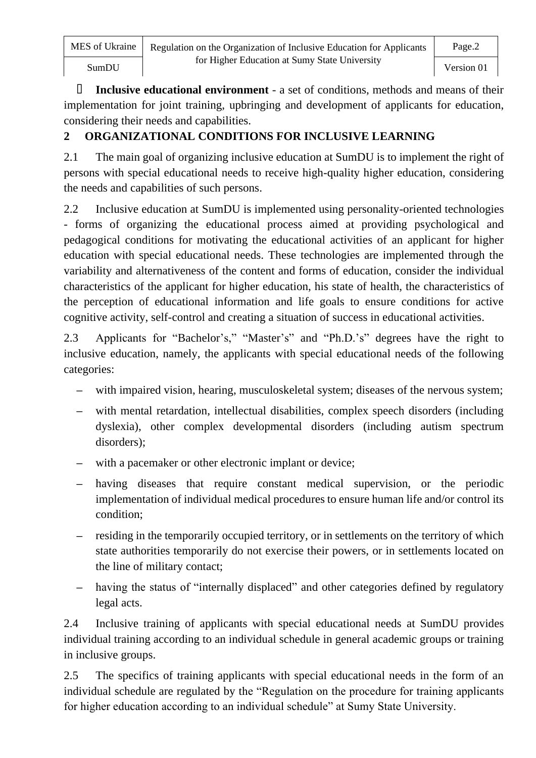- **Inclusive educational environment** - a set of conditions, methods and means of their implementation for joint training, upbringing and development of applicants for education, considering their needs and capabilities.

## 2 ORGANIZATIONAL CONDITIONS FOR INCLUSIVE LEARNING

2.1 The main goal of organizing inclusive education at SumDU is to implement the right of persons with special educational needs to receive high-quality higher education, considering the needs and capabilities of such persons.

2.2 Inclusive education at SumDU is implemented using personality-oriented technologies - forms of organizing the educational process aimed at providing psychological and pedagogical conditions for motivating the educational activities of an applicant for higher education with special educational needs. These technologies are implemented through the variability and alternativeness of the content and forms of education, consider the individual characteristics of the applicant for higher education, his state of health, the characteristics of the perception of educational information and life goals to ensure conditions for active cognitive activity, self-control and creating a situation of success in educational activities.

2.3 Applicants for “Bachelor’s,” “Master’s” and “Ph.D.’s” degrees have the right to inclusive education, namely, the applicants with special educational needs of the following categories:

- with impaired vision, hearing, musculoskeletal system; diseases of the nervous system;
- with mental retardation, intellectual disabilities, complex speech disorders (including dyslexia), other complex developmental disorders (including autism spectrum disorders);
- with a pacemaker or other electronic implant or device;
- having diseases that require constant medical supervision, or the periodic implementation of individual medical procedures to ensure human life and/or control its condition;
- residing in the temporarily occupied territory, or in settlements on the territory of which state authorities temporarily do not exercise their powers, or in settlements located on the line of military contact;
- having the status of “internally displaced” and other categories defined by regulatory legal acts.

2.4 Inclusive training of applicants with special educational needs at SumDU provides individual training according to an individual schedule in general academic groups or training in inclusive groups.

2.5 The specifics of training applicants with special educational needs in the form of an individual schedule are regulated by the “Regulation on the procedure for training applicants for higher education according to an individual schedule” at Sumy State University.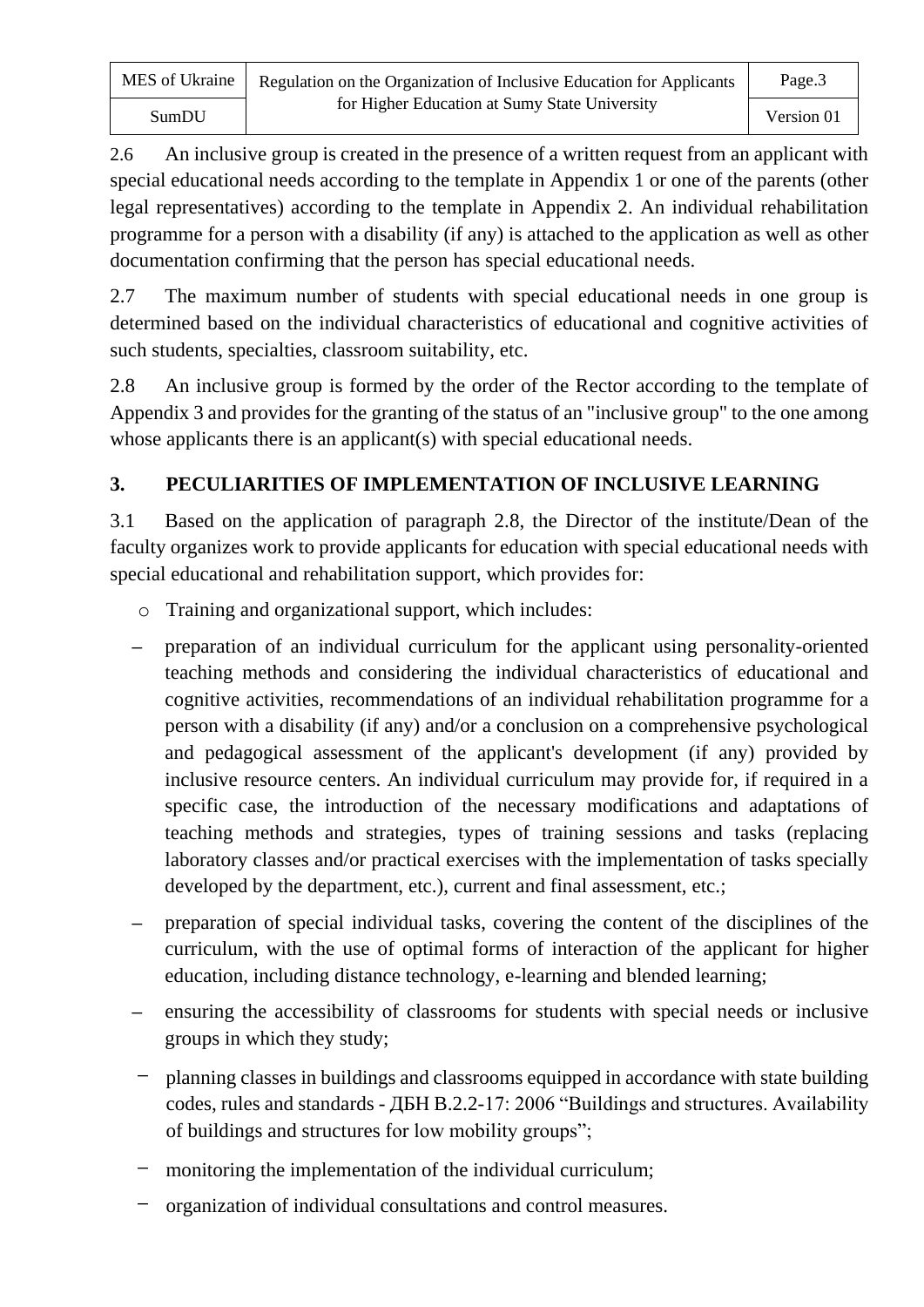2.6 An inclusive group is created in the presence of a written request from an applicant with special educational needs according to the template in Appendix 1 or one of the parents (other legal representatives) according to the template in Appendix 2. An individual rehabilitation programme for a person with a disability (if any) is attached to the application as well as other documentation confirming that the person has special educational needs.

2.7 The maximum number of students with special educational needs in one group is determined based on the individual characteristics of educational and cognitive activities of such students, specialties, classroom suitability, etc.

2.8 An inclusive group is formed by the order of the Rector according to the template of Appendix 3 and provides for the granting of the status of an "inclusive group" to the one among whose applicants there is an applicant(s) with special educational needs.

## 3. PECULIARITIES OF IMPLEMENTATION OF INCLUSIVE LEARNING

3.1 Based on the application of paragraph 2.8, the Director of the institute/Dean of the faculty organizes work to provide applicants for education with special educational needs with special educational and rehabilitation support, which provides for:

- Training and organizational support, which includes:
  - preparation of an individual curriculum for the applicant using personality-oriented teaching methods and considering the individual characteristics of educational and cognitive activities, recommendations of an individual rehabilitation programme for a person with a disability (if any) and/or a conclusion on a comprehensive psychological and pedagogical assessment of the applicant's development (if any) provided by inclusive resource centers. An individual curriculum may provide for, if required in a specific case, the introduction of the necessary modifications and adaptations of teaching methods and strategies, types of training sessions and tasks (replacing laboratory classes and/or practical exercises with the implementation of tasks specially developed by the department, etc.), current and final assessment, etc.;
  - preparation of special individual tasks, covering the content of the disciplines of the curriculum, with the use of optimal forms of interaction of the applicant for higher education, including distance technology, e-learning and blended learning;
  - ensuring the accessibility of classrooms for students with special needs or inclusive groups in which they study;
  - planning classes in buildings and classrooms equipped in accordance with state building codes, rules and standards - ДБН В.2.2-17: 2006 "Buildings and structures. Availability of buildings and structures for low mobility groups";
  - monitoring the implementation of the individual curriculum;
  - organization of individual consultations and control measures.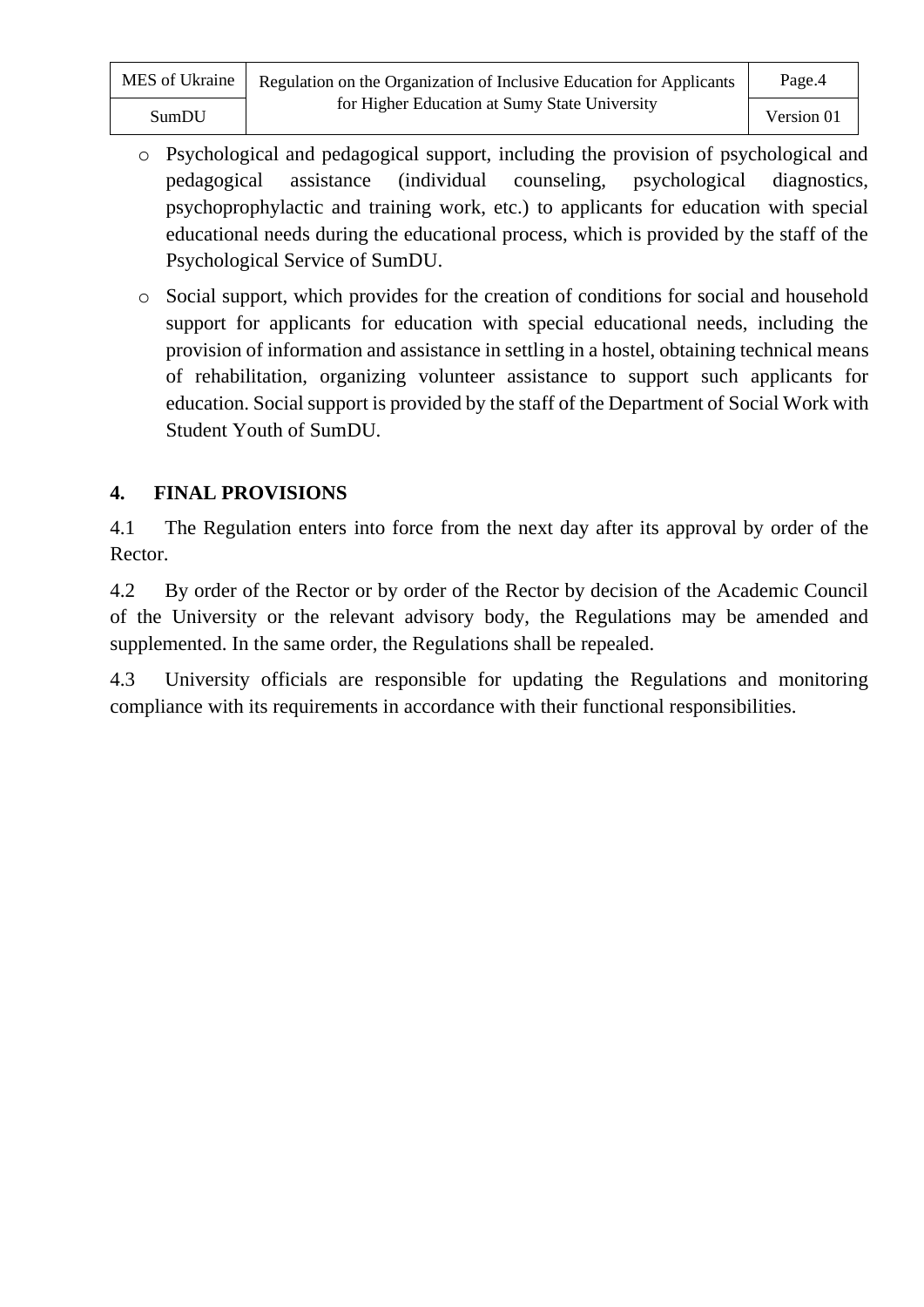- Psychological and pedagogical support, including the provision of psychological and pedagogical assistance (individual counseling, psychological diagnostics, psychoprophylactic and training work, etc.) to applicants for education with special educational needs during the educational process, which is provided by the staff of the Psychological Service of SumDU.
- Social support, which provides for the creation of conditions for social and household support for applicants for education with special educational needs, including the provision of information and assistance in settling in a hostel, obtaining technical means of rehabilitation, organizing volunteer assistance to support such applicants for education. Social support is provided by the staff of the Department of Social Work with Student Youth of SumDU.

## 4. FINAL PROVISIONS

4.1 The Regulation enters into force from the next day after its approval by order of the Rector.

4.2 By order of the Rector or by order of the Rector by decision of the Academic Council of the University or the relevant advisory body, the Regulations may be amended and supplemented. In the same order, the Regulations shall be repealed.

4.3 University officials are responsible for updating the Regulations and monitoring compliance with its requirements in accordance with their functional responsibilities.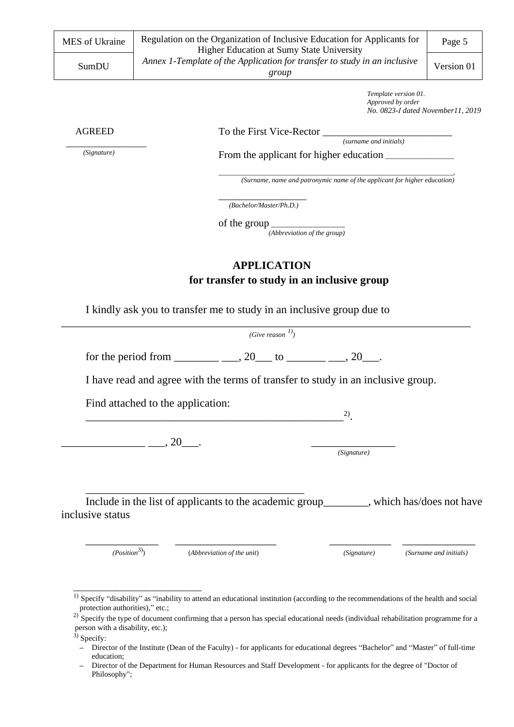*Template version 01.*
*Approved by order*
*No. 0823-I dated November11, 2019*

AGREED

_________________
*(Signature)*

To the First Vice-Rector _________________________
*(surname and initials)*

From the applicant for higher education _______________

_______________________________________________________.
*(Surname, name and patronymic name of the applicant for higher education)*

_________________
*(Bachelor/Master/Ph.D.)*

of the group _______________
*(Abbreviation of the group)*

**APPLICATION**
**for transfer to study in an inclusive group**

I kindly ask you to transfer me to study in an inclusive group due to

_____________________________________________________________________________
*(Give reason [1])*

for the period from ________ ___, 20___ to _______ ___, 20___.

I have read and agree with the terms of transfer to study in an inclusive group.

Find attached to the application:
________________________________________________[2].

_______________ ___, 20___.                _______________
*(Signature)*

________________________________________

Include in the list of applicants to the academic group________, which has/does not have inclusive status

_____________   __________________   ___________   _____________
*(Position[3])*   (*Abbreviation of the unit*)   *(Signature)*   *(Surname and initials)*

---

[1] Specify "disability" as "inability to attend an educational institution (according to the recommendations of the health and social protection authorities)," etc.;

[2] Specify the type of document confirming that a person has special educational needs (individual rehabilitation programme for a person with a disability, etc.);

[3] Specify:

- Director of the Institute (Dean of the Faculty) - for applicants for educational degrees "Bachelor" and "Master" of full-time education;
- Director of the Department for Human Resources and Staff Development - for applicants for the degree of "Doctor of Philosophy";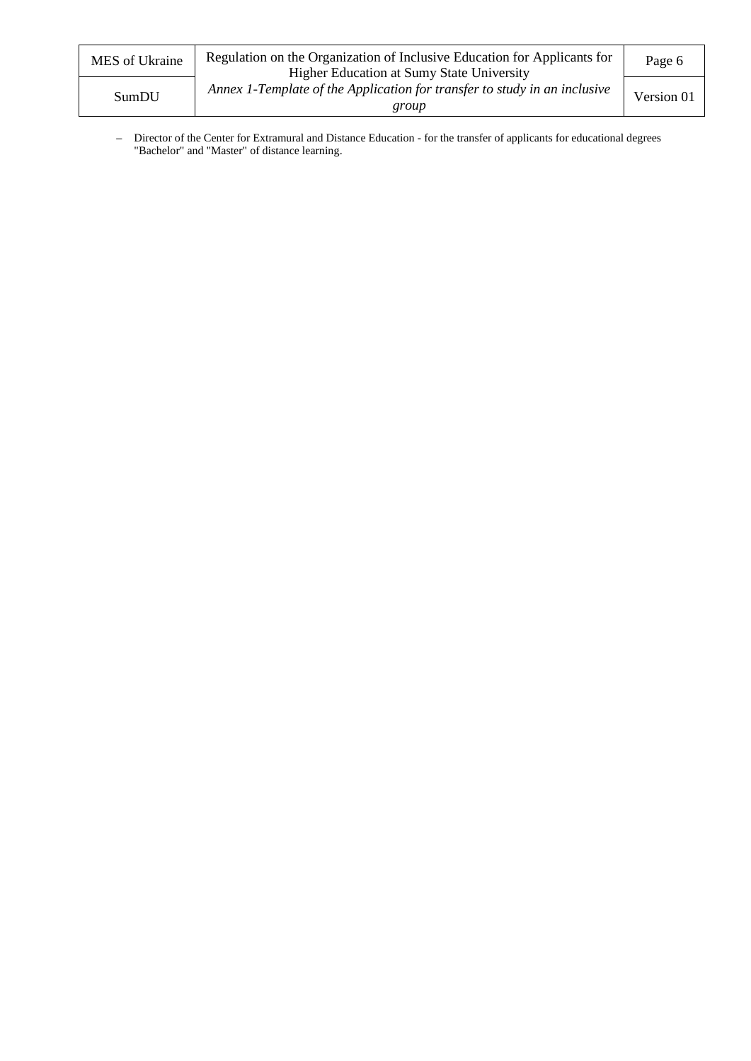- Director of the Center for Extramural and Distance Education - for the transfer of applicants for educational degrees "Bachelor" and "Master" of distance learning.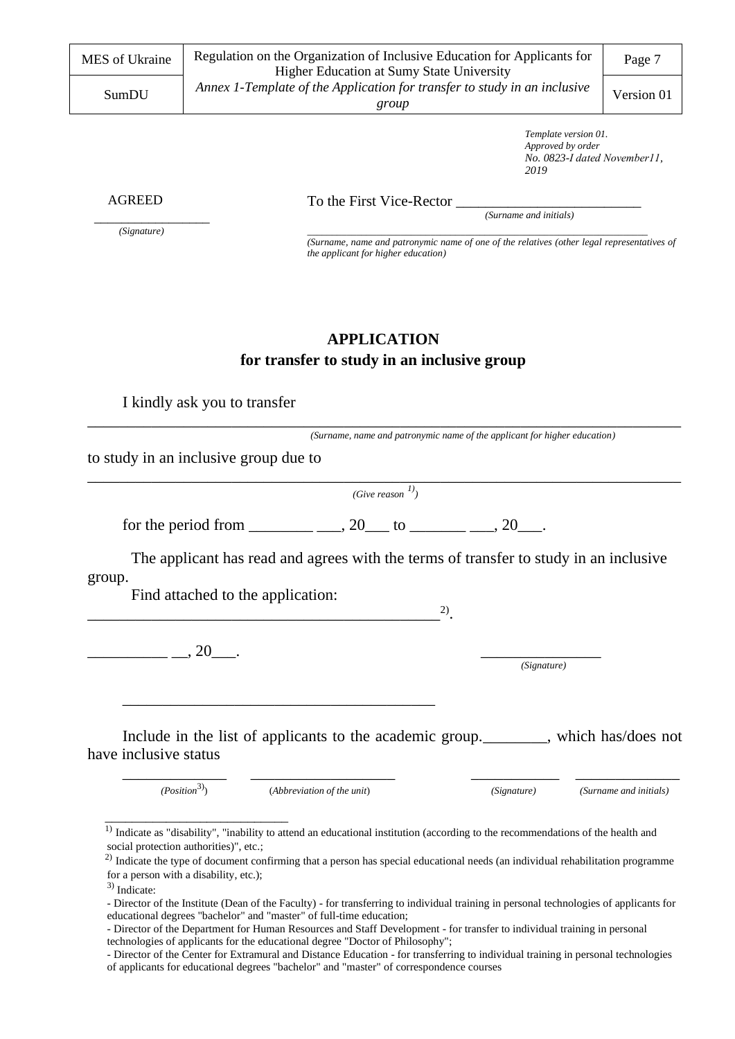*Template version 01.*
*Approved by order*
*No. 0823-I dated November11, 2019*

AGREED

________________
*(Signature)*

To the First Vice-Rector __________________________
*(Surname and initials)*

__________________________________________________________
*(Surname, name and patronymic name of one of the relatives (other legal representatives of the applicant for higher education)*

**APPLICATION**
**for transfer to study in an inclusive group**

I kindly ask you to transfer

____________________________________________________________________________
*(Surname, name and patronymic name of the applicant for higher education)*

to study in an inclusive group due to

____________________________________________________________________________
*(Give reason [1])*

for the period from ________ ___, 20___ to _______ ___, 20___.

The applicant has read and agrees with the terms of transfer to study in an inclusive group.

Find attached to the application:

_____________________________________________[2].

__________ __, 20___.

________________
*(Signature)*

_______________________________________

Include in the list of applicants to the academic group.________, which has/does not have inclusive status

| _____________ | ___________________ | ___________ | _____________ |
|---|---|---|---|
| *(Position[3])* | (*Abbreviation of the unit*) | *(Signature)* | *(Surname and initials)* |

_____________________________

[1] Indicate as "disability", "inability to attend an educational institution (according to the recommendations of the health and social protection authorities)", etc.;

[2] Indicate the type of document confirming that a person has special educational needs (an individual rehabilitation programme for a person with a disability, etc.);

[3] Indicate:

- Director of the Institute (Dean of the Faculty) - for transferring to individual training in personal technologies of applicants for educational degrees "bachelor" and "master" of full-time education;
- Director of the Department for Human Resources and Staff Development - for transfer to individual training in personal technologies of applicants for the educational degree "Doctor of Philosophy";
- Director of the Center for Extramural and Distance Education - for transferring to individual training in personal technologies of applicants for educational degrees "bachelor" and "master" of correspondence courses